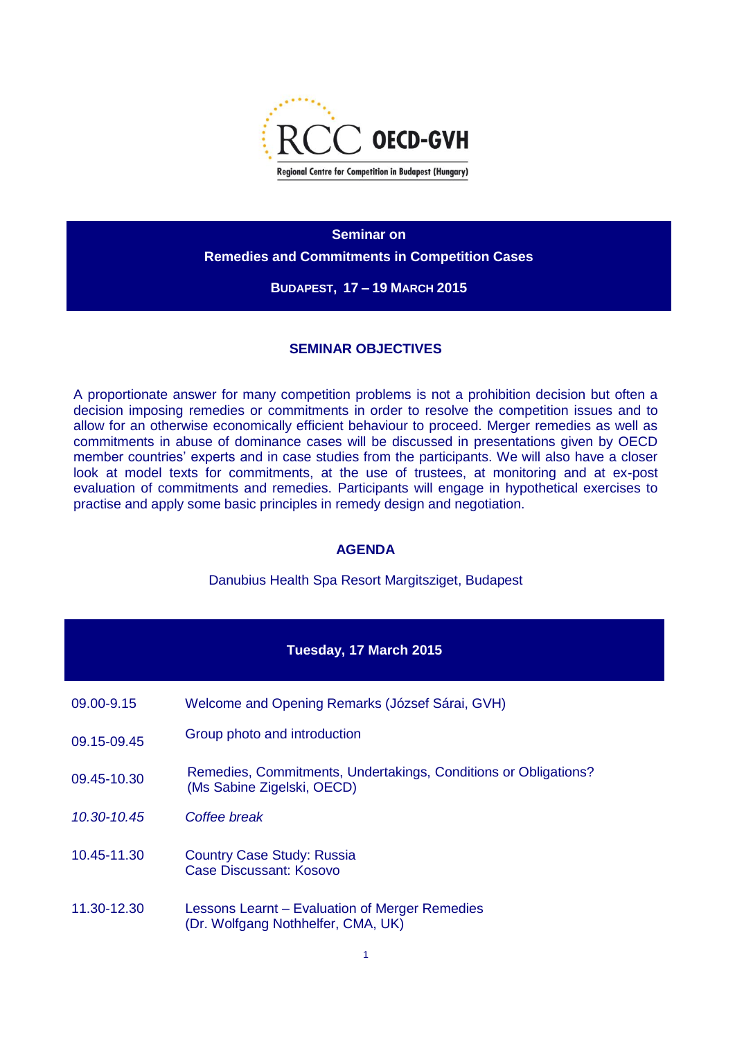RCC OECD-GVH

Regional Centre for Competition in Budapest (Hungary)

# Seminar on Remedies and Commitments in Competition Cases

**BUDAPEST, 17 – 19 MARCH 2015**

## SEMINAR OBJECTIVES

A proportionate answer for many competition problems is not a prohibition decision but often a decision imposing remedies or commitments in order to resolve the competition issues and to allow for an otherwise economically efficient behaviour to proceed. Merger remedies as well as commitments in abuse of dominance cases will be discussed in presentations given by OECD member countries' experts and in case studies from the participants. We will also have a closer look at model texts for commitments, at the use of trustees, at monitoring and at ex-post evaluation of commitments and remedies. Participants will engage in hypothetical exercises to practise and apply some basic principles in remedy design and negotiation.

## AGENDA

Danubius Health Spa Resort Margitsziget, Budapest

### Tuesday, 17 March 2015

| | |
|---|---|
| 09.00-9.15 | Welcome and Opening Remarks (József Sárai, GVH) |
| 09.15-09.45 | Group photo and introduction |
| 09.45-10.30 | Remedies, Commitments, Undertakings, Conditions or Obligations? (Ms Sabine Zigelski, OECD) |
| *10.30-10.45* | *Coffee break* |
| 10.45-11.30 | Country Case Study: Russia<br>Case Discussant: Kosovo |
| 11.30-12.30 | Lessons Learnt – Evaluation of Merger Remedies (Dr. Wolfgang Nothhelfer, CMA, UK) |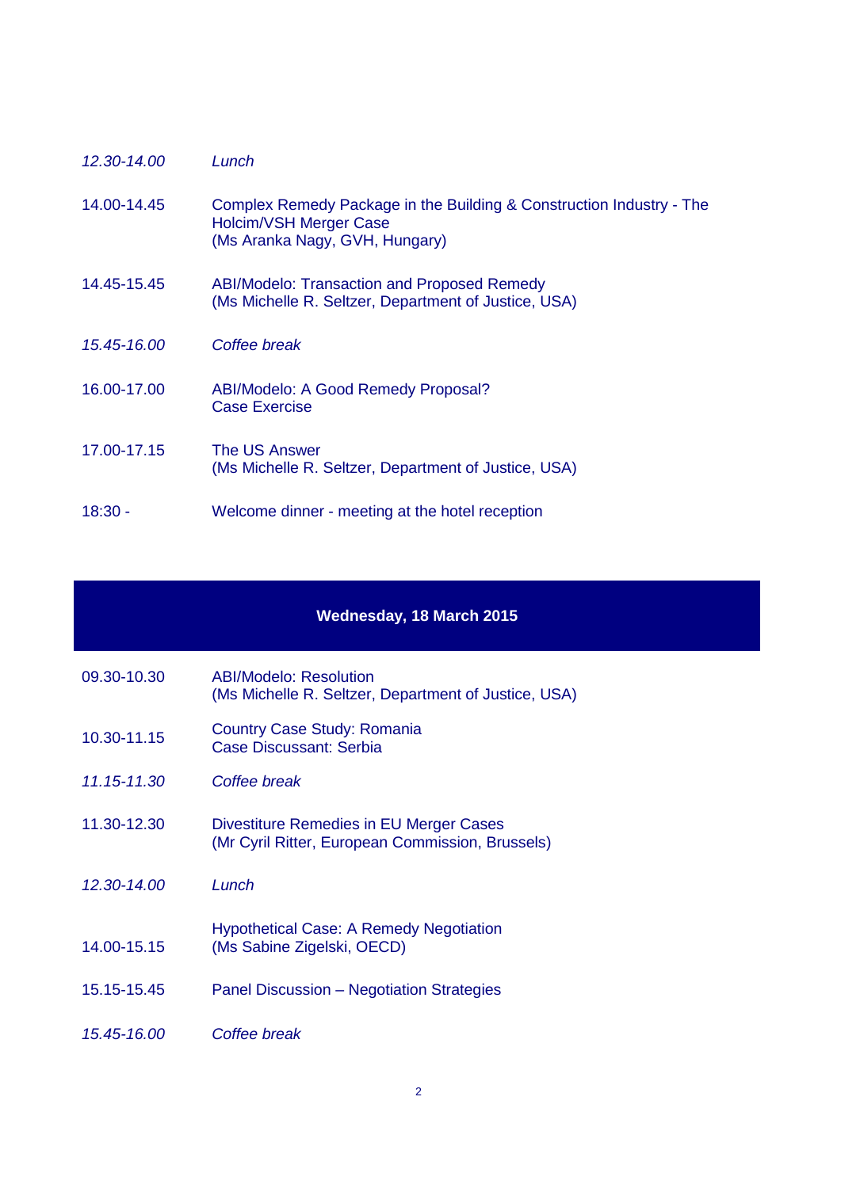| | |
|---|---|
| *12.30-14.00* | *Lunch* |
| 14.00-14.45 | Complex Remedy Package in the Building & Construction Industry - The Holcim/VSH Merger Case<br>(Ms Aranka Nagy, GVH, Hungary) |
| 14.45-15.45 | ABI/Modelo: Transaction and Proposed Remedy<br>(Ms Michelle R. Seltzer, Department of Justice, USA) |
| *15.45-16.00* | *Coffee break* |
| 16.00-17.00 | ABI/Modelo: A Good Remedy Proposal?<br>Case Exercise |
| 17.00-17.15 | The US Answer<br>(Ms Michelle R. Seltzer, Department of Justice, USA) |
| 18:30 - | Welcome dinner - meeting at the hotel reception |

## Wednesday, 18 March 2015

| | |
|---|---|
| 09.30-10.30 | ABI/Modelo: Resolution<br>(Ms Michelle R. Seltzer, Department of Justice, USA) |
| 10.30-11.15 | Country Case Study: Romania<br>Case Discussant: Serbia |
| *11.15-11.30* | *Coffee break* |
| 11.30-12.30 | Divestiture Remedies in EU Merger Cases<br>(Mr Cyril Ritter, European Commission, Brussels) |
| *12.30-14.00* | *Lunch* |
| 14.00-15.15 | Hypothetical Case: A Remedy Negotiation<br>(Ms Sabine Zigelski, OECD) |
| 15.15-15.45 | Panel Discussion – Negotiation Strategies |
| *15.45-16.00* | *Coffee break* |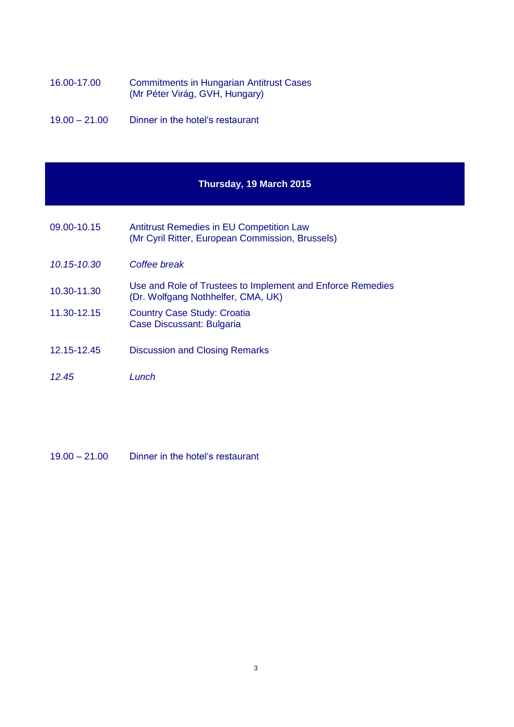| | |
|---|---|
| 16.00-17.00 | Commitments in Hungarian Antitrust Cases<br>(Mr Péter Virág, GVH, Hungary) |
| 19.00 – 21.00 | Dinner in the hotel's restaurant |

## Thursday, 19 March 2015

| | |
|---|---|
| 09.00-10.15 | Antitrust Remedies in EU Competition Law<br>(Mr Cyril Ritter, European Commission, Brussels) |
| *10.15-10.30* | *Coffee break* |
| 10.30-11.30 | Use and Role of Trustees to Implement and Enforce Remedies<br>(Dr. Wolfgang Nothhelfer, CMA, UK) |
| 11.30-12.15 | Country Case Study: Croatia<br>Case Discussant: Bulgaria |
| 12.15-12.45 | Discussion and Closing Remarks |
| *12.45* | *Lunch* |
| 19.00 – 21.00 | Dinner in the hotel's restaurant |